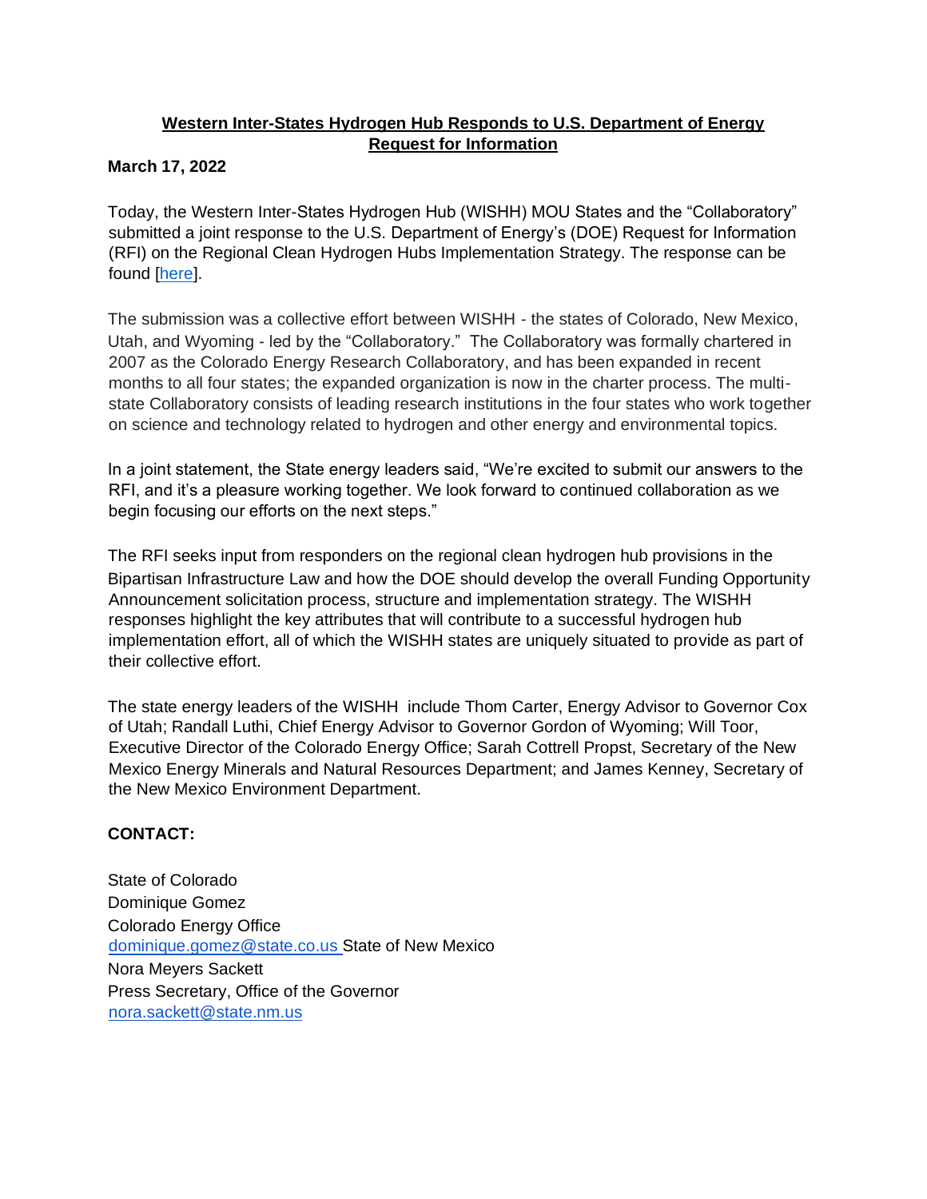# Western Inter-States Hydrogen Hub Responds to U.S. Department of Energy Request for Information

**March 17, 2022**

Today, the Western Inter-States Hydrogen Hub (WISHH) MOU States and the "Collaboratory" submitted a joint response to the U.S. Department of Energy's (DOE) Request for Information (RFI) on the Regional Clean Hydrogen Hubs Implementation Strategy. The response can be found [here].

The submission was a collective effort between WISHH - the states of Colorado, New Mexico, Utah, and Wyoming - led by the "Collaboratory." The Collaboratory was formally chartered in 2007 as the Colorado Energy Research Collaboratory, and has been expanded in recent months to all four states; the expanded organization is now in the charter process. The multi-state Collaboratory consists of leading research institutions in the four states who work together on science and technology related to hydrogen and other energy and environmental topics.

In a joint statement, the State energy leaders said, "We're excited to submit our answers to the RFI, and it's a pleasure working together. We look forward to continued collaboration as we begin focusing our efforts on the next steps."

The RFI seeks input from responders on the regional clean hydrogen hub provisions in the Bipartisan Infrastructure Law and how the DOE should develop the overall Funding Opportunity Announcement solicitation process, structure and implementation strategy. The WISHH responses highlight the key attributes that will contribute to a successful hydrogen hub implementation effort, all of which the WISHH states are uniquely situated to provide as part of their collective effort.

The state energy leaders of the WISHH include Thom Carter, Energy Advisor to Governor Cox of Utah; Randall Luthi, Chief Energy Advisor to Governor Gordon of Wyoming; Will Toor, Executive Director of the Colorado Energy Office; Sarah Cottrell Propst, Secretary of the New Mexico Energy Minerals and Natural Resources Department; and James Kenney, Secretary of the New Mexico Environment Department.

**CONTACT:**

State of Colorado
Dominique Gomez
Colorado Energy Office
dominique.gomez@state.co.us

State of New Mexico
Nora Meyers Sackett
Press Secretary, Office of the Governor
nora.sackett@state.nm.us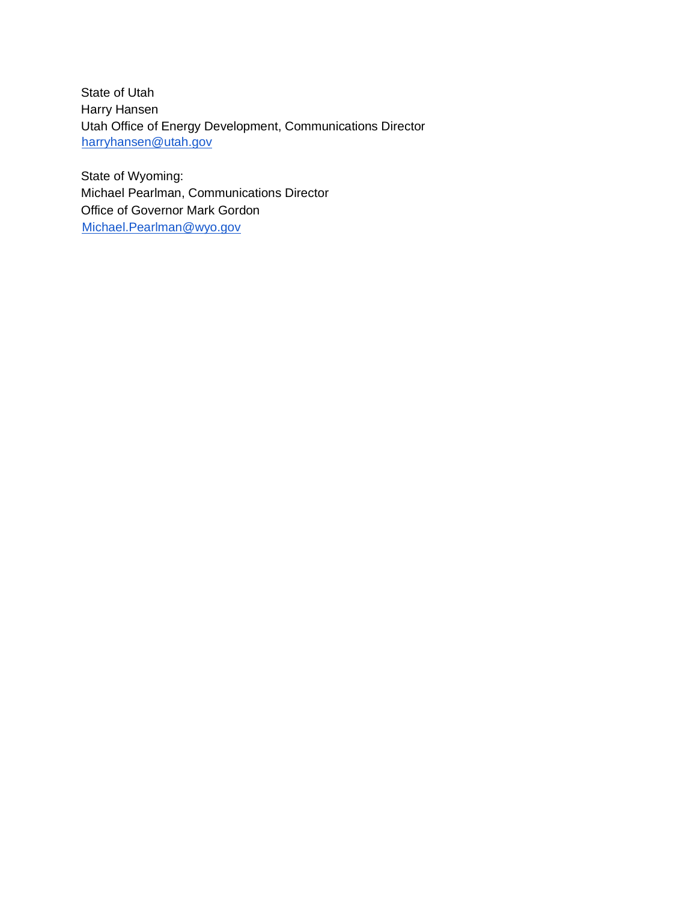State of Utah
Harry Hansen
Utah Office of Energy Development, Communications Director
harryhansen@utah.gov

State of Wyoming:
Michael Pearlman, Communications Director
Office of Governor Mark Gordon
Michael.Pearlman@wyo.gov